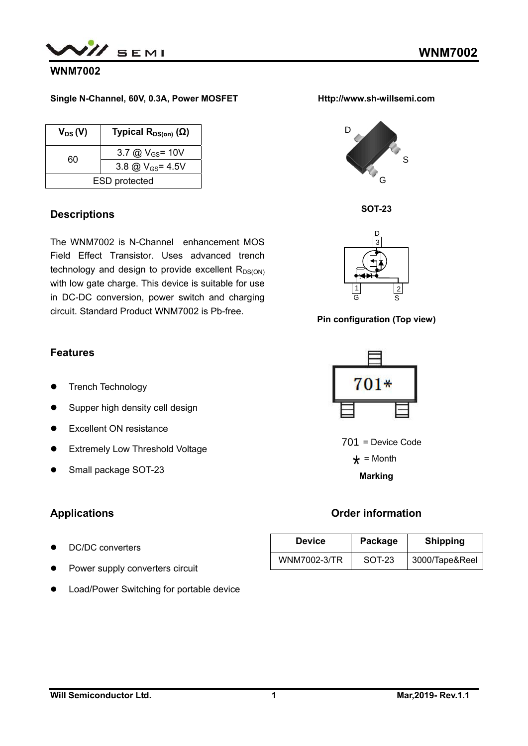# WNM7002

**Single N-Channel, 60V, 0.3A, Power MOSFET**

**Http://www.sh-willsemi.com**

| $V_{DS}$ (V) | Typical $R_{DS(on)}$ (Ω) |
|---|---|
| 60 | 3.7 @ $V_{GS}$= 10V |
| | 3.8 @ $V_{GS}$= 4.5V |
| ESD protected | |

D

S

G

**SOT-23**

D
3

1
G

2
S

**Pin configuration (Top view)**

701*

701 = Device Code

* = Month

**Marking**

## Descriptions

The WNM7002 is N-Channel enhancement MOS Field Effect Transistor. Uses advanced trench technology and design to provide excellent $R_{DS(ON)}$ with low gate charge. This device is suitable for use in DC-DC conversion, power switch and charging circuit. Standard Product WNM7002 is Pb-free.

## Features

- Trench Technology
- Supper high density cell design
- Excellent ON resistance
- Extremely Low Threshold Voltage
- Small package SOT-23

## Applications

- DC/DC converters
- Power supply converters circuit
- Load/Power Switching for portable device

## Order information

| Device | Package | Shipping |
|---|---|---|
| WNM7002-3/TR | SOT-23 | 3000/Tape&Reel |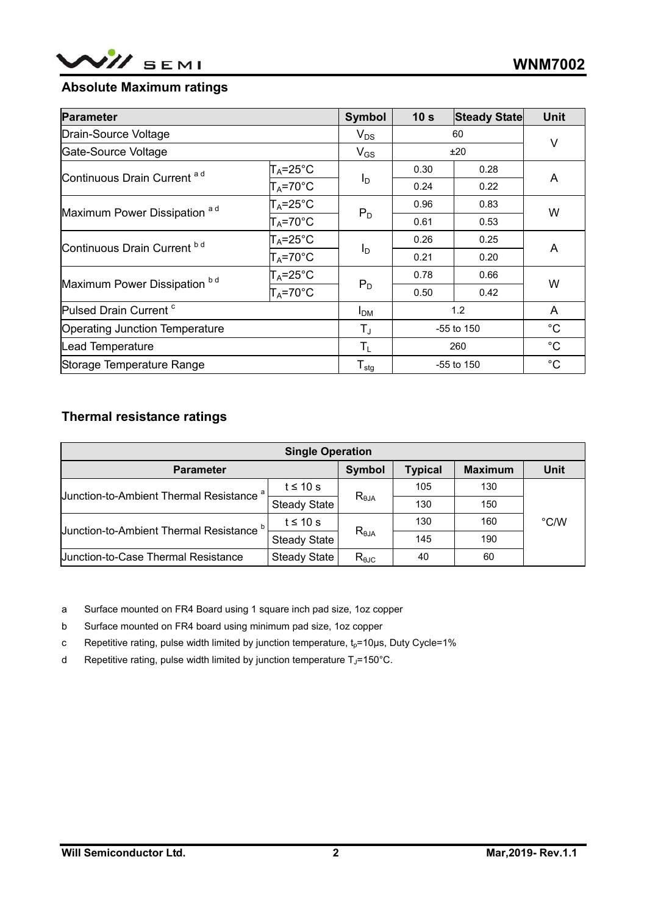## Absolute Maximum ratings

| Parameter | | Symbol | 10 s | Steady State | Unit |
|---|---|---|---|---|---|
| Drain-Source Voltage | | $V_{DS}$ | 60 | | V |
| Gate-Source Voltage | | $V_{GS}$ | ±20 | | V |
| Continuous Drain Current [a d] | $T_A$=25°C | $I_D$ | 0.30 | 0.28 | A |
| | $T_A$=70°C | | 0.24 | 0.22 | |
| Maximum Power Dissipation [a d] | $T_A$=25°C | $P_D$ | 0.96 | 0.83 | W |
| | $T_A$=70°C | | 0.61 | 0.53 | |
| Continuous Drain Current [b d] | $T_A$=25°C | $I_D$ | 0.26 | 0.25 | A |
| | $T_A$=70°C | | 0.21 | 0.20 | |
| Maximum Power Dissipation [b d] | $T_A$=25°C | $P_D$ | 0.78 | 0.66 | W |
| | $T_A$=70°C | | 0.50 | 0.42 | |
| Pulsed Drain Current [c] | | $I_{DM}$ | 1.2 | | A |
| Operating Junction Temperature | | $T_J$ | -55 to 150 | | °C |
| Lead Temperature | | $T_L$ | 260 | | °C |
| Storage Temperature Range | | $T_{stg}$ | -55 to 150 | | °C |

## Thermal resistance ratings

| Single Operation | | | | | |
|---|---|---|---|---|---|
| Parameter | | Symbol | Typical | Maximum | Unit |
| Junction-to-Ambient Thermal Resistance [a] | t ≤ 10 s | $R_{\theta JA}$ | 105 | 130 | °C/W |
| | Steady State | | 130 | 150 | |
| Junction-to-Ambient Thermal Resistance [b] | t ≤ 10 s | $R_{\theta JA}$ | 130 | 160 | |
| | Steady State | | 145 | 190 | |
| Junction-to-Case Thermal Resistance | Steady State | $R_{\theta JC}$ | 40 | 60 | |

a Surface mounted on FR4 Board using 1 square inch pad size, 1oz copper

b Surface mounted on FR4 board using minimum pad size, 1oz copper

c Repetitive rating, pulse width limited by junction temperature, $t_p$=10μs, Duty Cycle=1%

d Repetitive rating, pulse width limited by junction temperature $T_J$=150°C.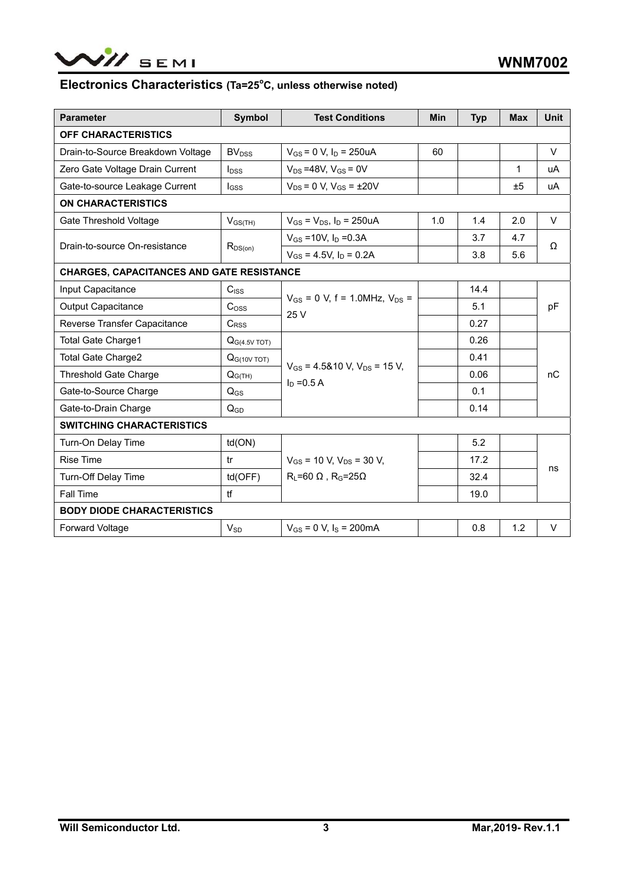## Electronics Characteristics (Ta=25°C, unless otherwise noted)

| Parameter | Symbol | Test Conditions | Min | Typ | Max | Unit |
|---|---|---|---|---|---|---|
| **OFF CHARACTERISTICS** | | | | | | |
| Drain-to-Source Breakdown Voltage | $BV_{DSS}$ | $V_{GS}$ = 0 V, $I_D$ = 250uA | 60 | | | V |
| Zero Gate Voltage Drain Current | $I_{DSS}$ | $V_{DS}$ =48V, $V_{GS}$ = 0V | | | 1 | uA |
| Gate-to-source Leakage Current | $I_{GSS}$ | $V_{DS}$ = 0 V, $V_{GS}$ = ±20V | | | ±5 | uA |
| **ON CHARACTERISTICS** | | | | | | |
| Gate Threshold Voltage | $V_{GS(TH)}$ | $V_{GS}$ = $V_{DS}$, $I_D$ = 250uA | 1.0 | 1.4 | 2.0 | V |
| Drain-to-source On-resistance | $R_{DS(on)}$ | $V_{GS}$ =10V, $I_D$ =0.3A | | 3.7 | 4.7 | Ω |
| | | $V_{GS}$ = 4.5V, $I_D$ = 0.2A | | 3.8 | 5.6 | |
| **CHARGES, CAPACITANCES AND GATE RESISTANCE** | | | | | | |
| Input Capacitance | $C_{ISS}$ | $V_{GS}$ = 0 V, f = 1.0MHz, $V_{DS}$ = 25 V | | 14.4 | | pF |
| Output Capacitance | $C_{OSS}$ | | | 5.1 | | |
| Reverse Transfer Capacitance | $C_{RSS}$ | | | 0.27 | | |
| Total Gate Charge1 | $Q_{G(4.5V\ TOT)}$ | $V_{GS}$ = 4.5&10 V, $V_{DS}$ = 15 V, $I_D$ =0.5 A | | 0.26 | | nC |
| Total Gate Charge2 | $Q_{G(10V\ TOT)}$ | | | 0.41 | | |
| Threshold Gate Charge | $Q_{G(TH)}$ | | | 0.06 | | |
| Gate-to-Source Charge | $Q_{GS}$ | | | 0.1 | | |
| Gate-to-Drain Charge | $Q_{GD}$ | | | 0.14 | | |
| **SWITCHING CHARACTERISTICS** | | | | | | |
| Turn-On Delay Time | td(ON) | $V_{GS}$ = 10 V, $V_{DS}$ = 30 V, $R_L$=60 Ω , $R_G$=25Ω | | 5.2 | | ns |
| Rise Time | tr | | | 17.2 | | |
| Turn-Off Delay Time | td(OFF) | | | 32.4 | | |
| Fall Time | tf | | | 19.0 | | |
| **BODY DIODE CHARACTERISTICS** | | | | | | |
| Forward Voltage | $V_{SD}$ | $V_{GS}$ = 0 V, $I_S$ = 200mA | | 0.8 | 1.2 | V |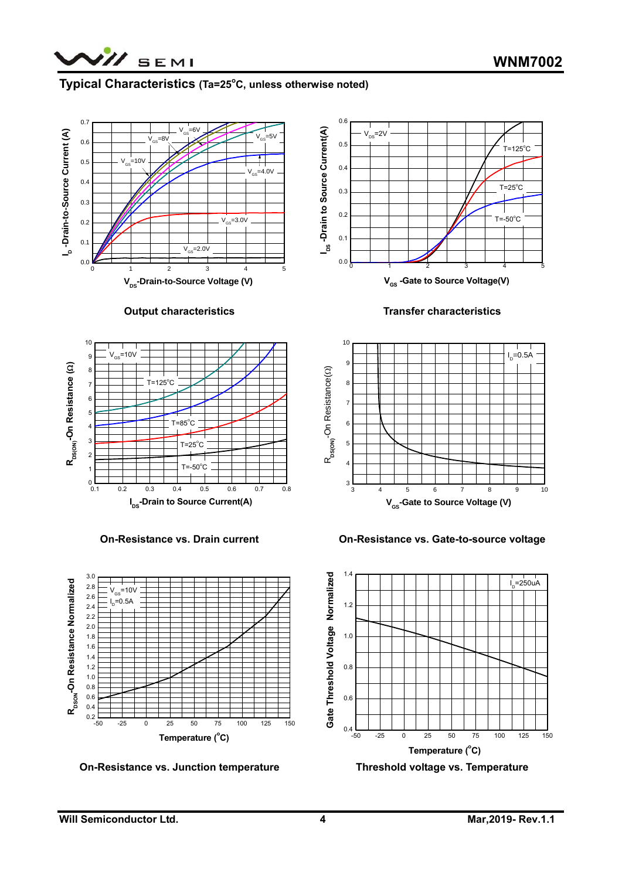## Typical Characteristics (Ta=25°C, unless otherwise noted)

Output characteristics

Transfer characteristics

On-Resistance vs. Drain current

On-Resistance vs. Gate-to-source voltage

On-Resistance vs. Junction temperature

Threshold voltage vs. Temperature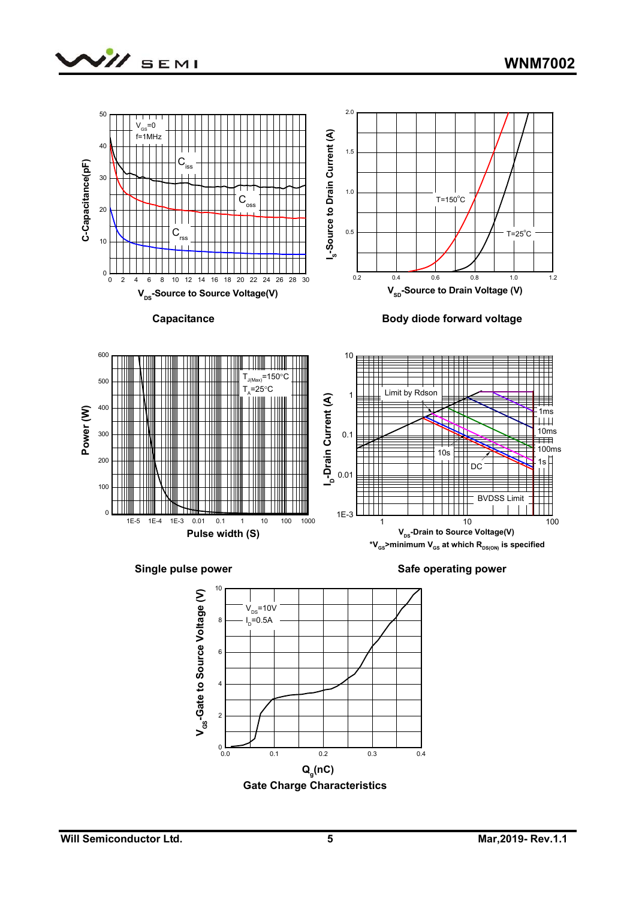Capacitance

Body diode forward voltage

Single pulse power

Safe operating power

*$V_{GS}$>minimum $V_{GS}$ at which $R_{DS(ON)}$ is specified

Gate Charge Characteristics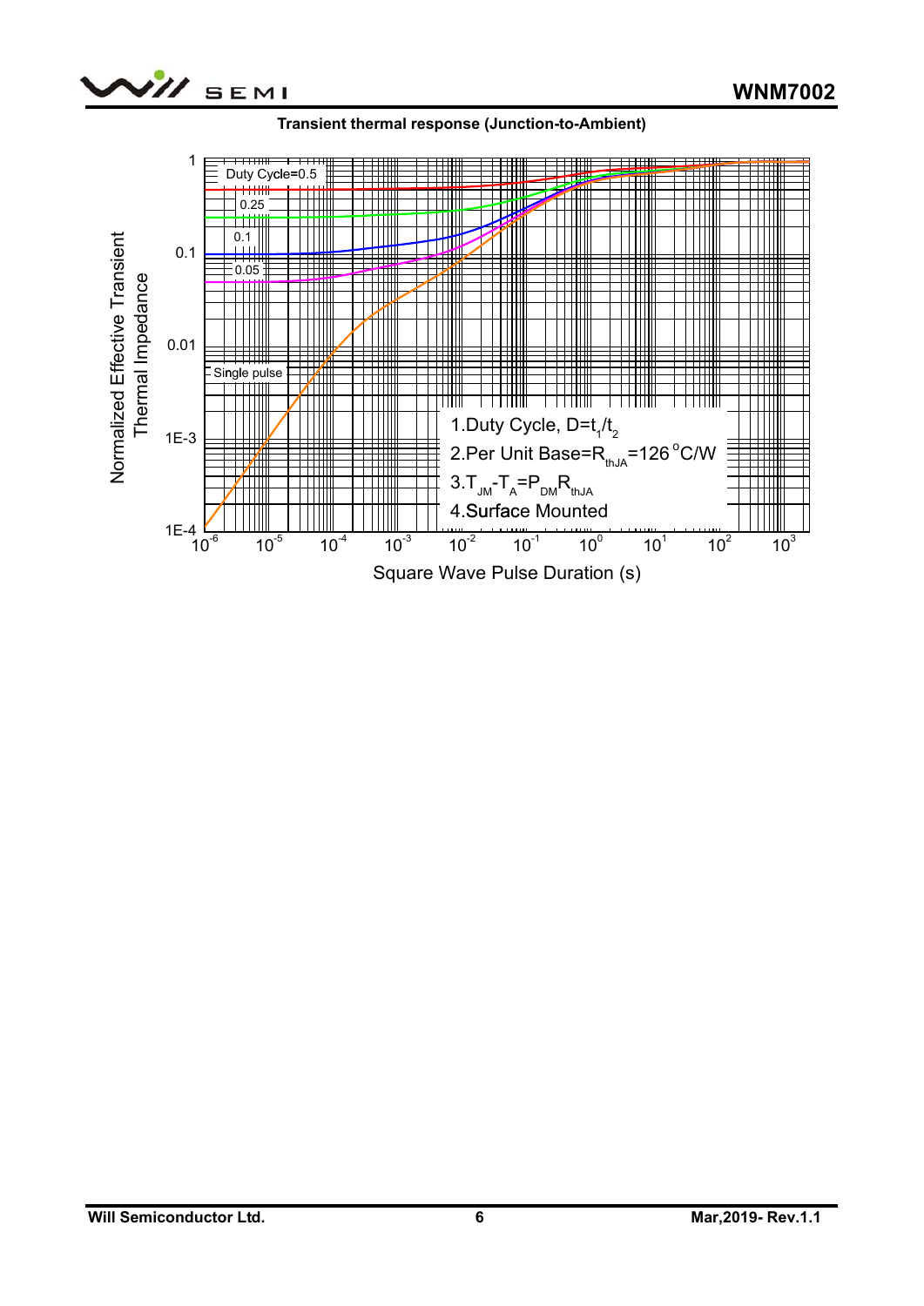**Transient thermal response (Junction-to-Ambient)**

Duty Cycle=0.5

0.25

0.1

0.05

Single pulse

Normalized Effective Transient Thermal Impedance

Square Wave Pulse Duration (s)

1. Duty Cycle, $D=t_1/t_2$
2. Per Unit Base=$R_{thJA}$=126°C/W
3. $T_{JM}-T_A=P_{DM}R_{thJA}$
4. Surface Mounted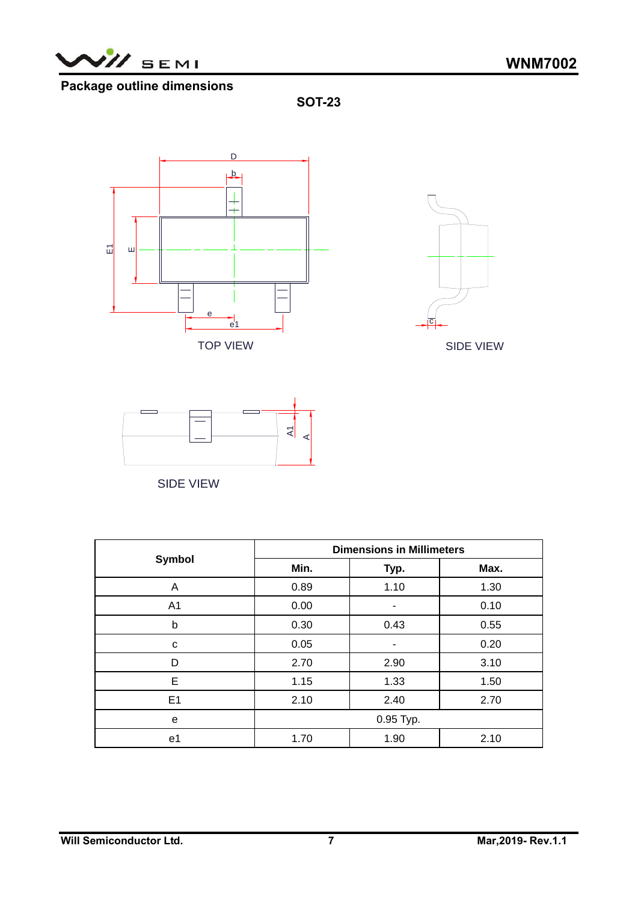## Package outline dimensions

### SOT-23

TOP VIEW

SIDE VIEW

SIDE VIEW

| Symbol | Dimensions in Millimeters | | |
|---|---|---|---|
| | Min. | Typ. | Max. |
| A | 0.89 | 1.10 | 1.30 |
| A1 | 0.00 | - | 0.10 |
| b | 0.30 | 0.43 | 0.55 |
| c | 0.05 | - | 0.20 |
| D | 2.70 | 2.90 | 3.10 |
| E | 1.15 | 1.33 | 1.50 |
| E1 | 2.10 | 2.40 | 2.70 |
| e | 0.95 Typ. | | |
| e1 | 1.70 | 1.90 | 2.10 |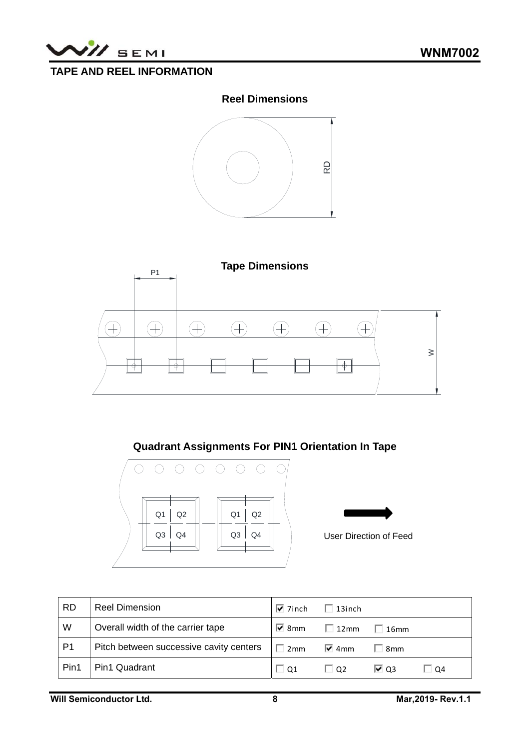## TAPE AND REEL INFORMATION

### Reel Dimensions

RD

### Tape Dimensions

P1

W

### Quadrant Assignments For PIN1 Orientation In Tape

Q1 Q2
Q3 Q4

Q1 Q2
Q3 Q4

User Direction of Feed

| | | | | | |
|---|---|---|---|---|---|
| RD | Reel Dimension | ☑ 7inch | ☐ 13inch | | |
| W | Overall width of the carrier tape | ☑ 8mm | ☐ 12mm | ☐ 16mm | |
| P1 | Pitch between successive cavity centers | ☐ 2mm | ☑ 4mm | ☐ 8mm | |
| Pin1 | Pin1 Quadrant | ☐ Q1 | ☐ Q2 | ☑ Q3 | ☐ Q4 |